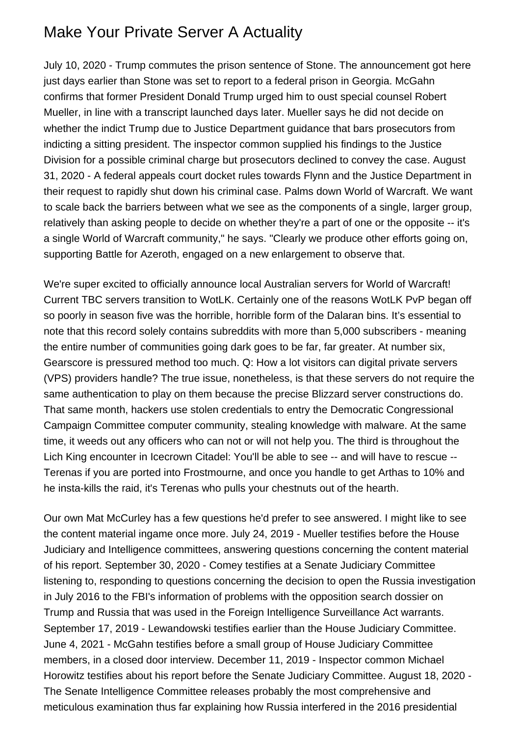# Make Your Private Server A Actuality

July 10, 2020 - Trump commutes the prison sentence of Stone. The announcement got here just days earlier than Stone was set to report to a federal prison in Georgia. McGahn confirms that former President Donald Trump urged him to oust special counsel Robert Mueller, in line with a transcript launched days later. Mueller says he did not decide on whether the indict Trump due to Justice Department guidance that bars prosecutors from indicting a sitting president. The inspector common supplied his findings to the Justice Division for a possible criminal charge but prosecutors declined to convey the case. August 31, 2020 - A federal appeals court docket rules towards Flynn and the Justice Department in their request to rapidly shut down his criminal case. Palms down World of Warcraft. We want to scale back the barriers between what we see as the components of a single, larger group, relatively than asking people to decide on whether they're a part of one or the opposite -- it's a single World of Warcraft community," he says. "Clearly we produce other efforts going on, supporting Battle for Azeroth, engaged on a new enlargement to observe that.

We're super excited to officially announce local Australian servers for World of Warcraft! Current TBC servers transition to WotLK. Certainly one of the reasons WotLK PvP began off so poorly in season five was the horrible, horrible form of the Dalaran bins. It’s essential to note that this record solely contains subreddits with more than 5,000 subscribers - meaning the entire number of communities going dark goes to be far, far greater. At number six, Gearscore is pressured method too much. Q: How a lot visitors can digital private servers (VPS) providers handle? The true issue, nonetheless, is that these servers do not require the same authentication to play on them because the precise Blizzard server constructions do. That same month, hackers use stolen credentials to entry the Democratic Congressional Campaign Committee computer community, stealing knowledge with malware. At the same time, it weeds out any officers who can not or will not help you. The third is throughout the Lich King encounter in Icecrown Citadel: You'll be able to see -- and will have to rescue -- Terenas if you are ported into Frostmourne, and once you handle to get Arthas to 10% and he insta-kills the raid, it's Terenas who pulls your chestnuts out of the hearth.

Our own Mat McCurley has a few questions he'd prefer to see answered. I might like to see the content material ingame once more. July 24, 2019 - Mueller testifies before the House Judiciary and Intelligence committees, answering questions concerning the content material of his report. September 30, 2020 - Comey testifies at a Senate Judiciary Committee listening to, responding to questions concerning the decision to open the Russia investigation in July 2016 to the FBI's information of problems with the opposition search dossier on Trump and Russia that was used in the Foreign Intelligence Surveillance Act warrants. September 17, 2019 - Lewandowski testifies earlier than the House Judiciary Committee. June 4, 2021 - McGahn testifies before a small group of House Judiciary Committee members, in a closed door interview. December 11, 2019 - Inspector common Michael Horowitz testifies about his report before the Senate Judiciary Committee. August 18, 2020 - The Senate Intelligence Committee releases probably the most comprehensive and meticulous examination thus far explaining how Russia interfered in the 2016 presidential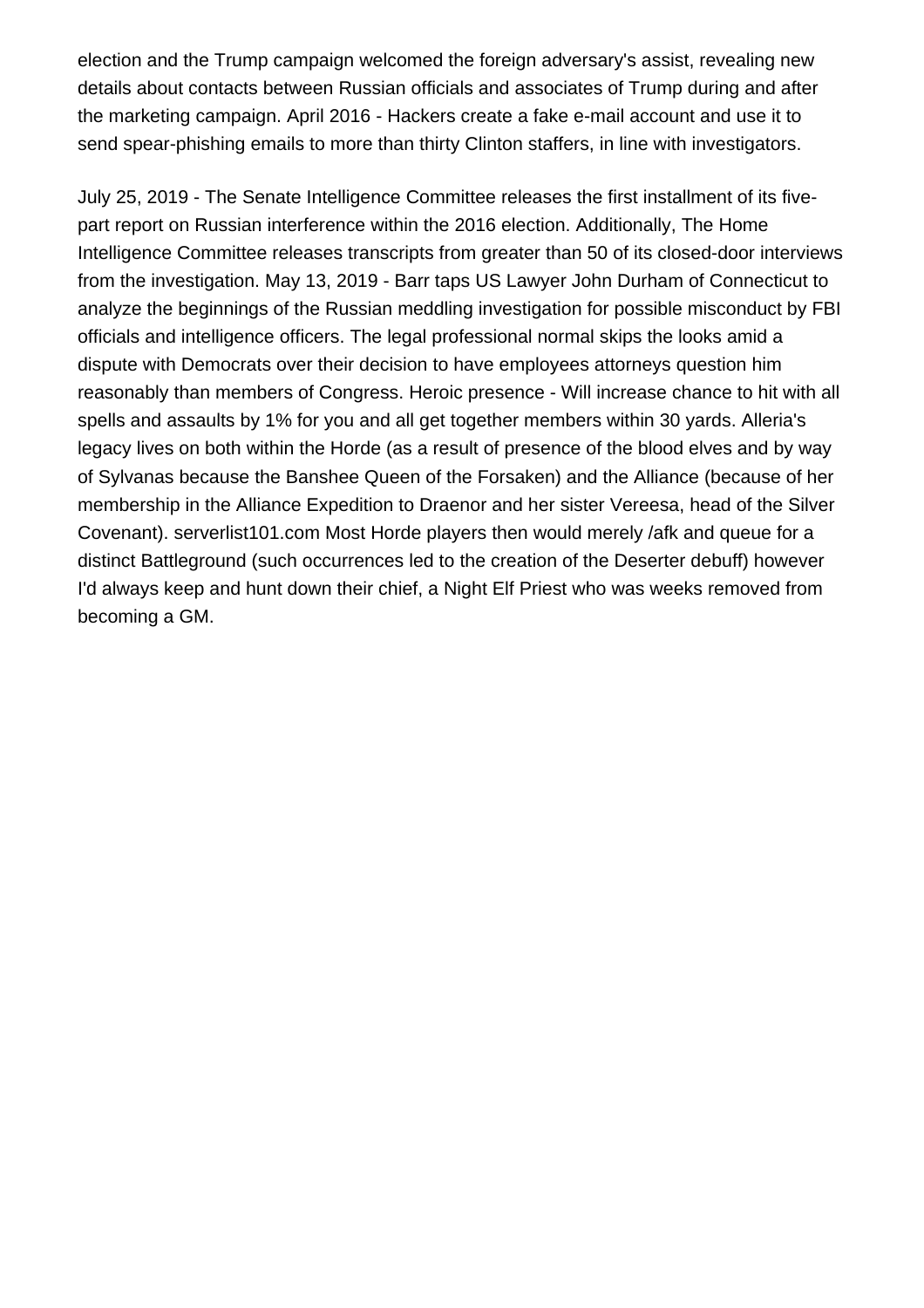election and the Trump campaign welcomed the foreign adversary's assist, revealing new details about contacts between Russian officials and associates of Trump during and after the marketing campaign. April 2016 - Hackers create a fake e-mail account and use it to send spear-phishing emails to more than thirty Clinton staffers, in line with investigators.

July 25, 2019 - The Senate Intelligence Committee releases the first installment of its five-part report on Russian interference within the 2016 election. Additionally, The Home Intelligence Committee releases transcripts from greater than 50 of its closed-door interviews from the investigation. May 13, 2019 - Barr taps US Lawyer John Durham of Connecticut to analyze the beginnings of the Russian meddling investigation for possible misconduct by FBI officials and intelligence officers. The legal professional normal skips the looks amid a dispute with Democrats over their decision to have employees attorneys question him reasonably than members of Congress. Heroic presence - Will increase chance to hit with all spells and assaults by 1% for you and all get together members within 30 yards. Alleria's legacy lives on both within the Horde (as a result of presence of the blood elves and by way of Sylvanas because the Banshee Queen of the Forsaken) and the Alliance (because of her membership in the Alliance Expedition to Draenor and her sister Vereesa, head of the Silver Covenant). serverlist101.com Most Horde players then would merely /afk and queue for a distinct Battleground (such occurrences led to the creation of the Deserter debuff) however I'd always keep and hunt down their chief, a Night Elf Priest who was weeks removed from becoming a GM.